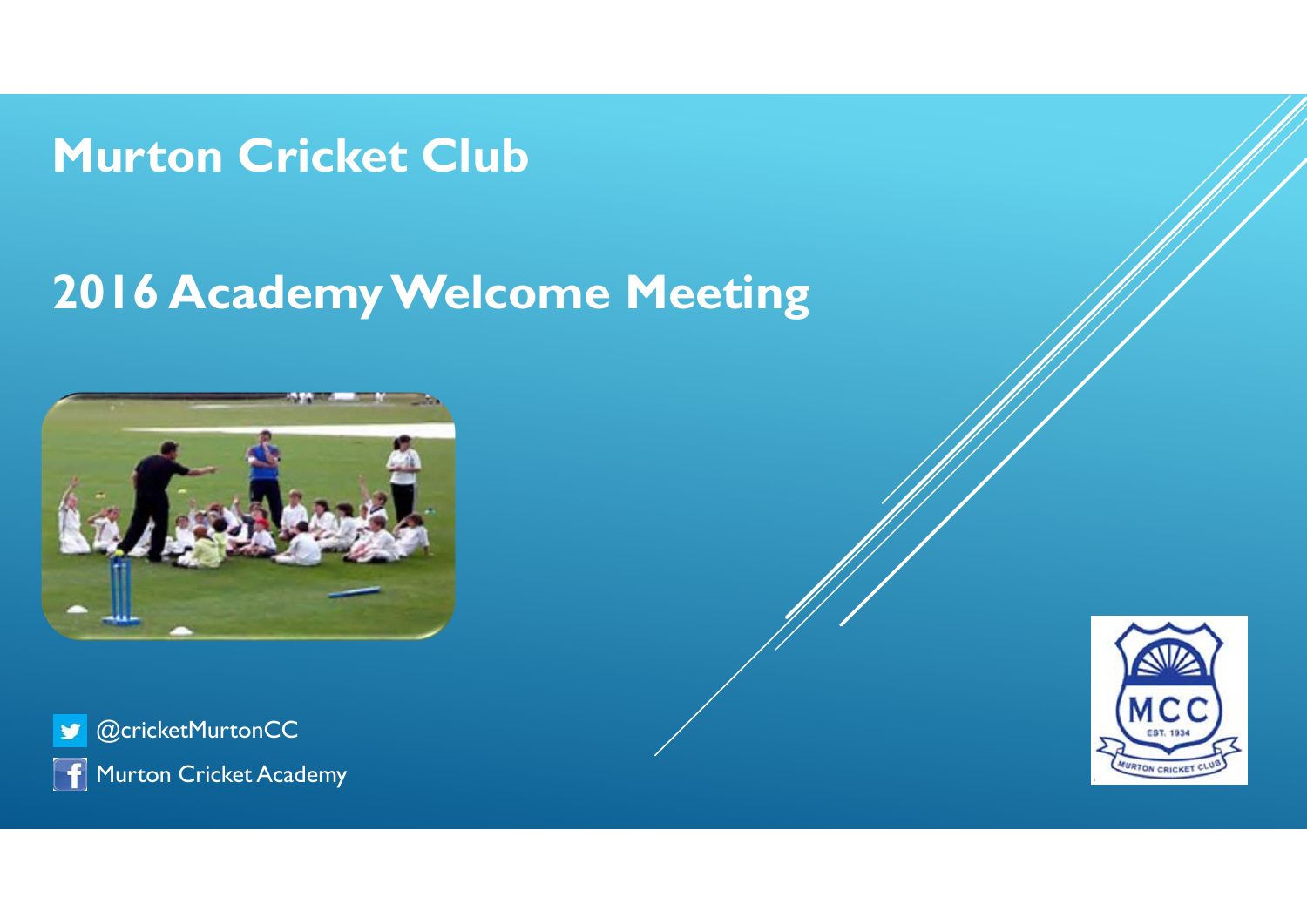# Murton Cricket Club

## 2016 Academy Welcome Meeting

@cricketMurtonCC

Murton Cricket Academy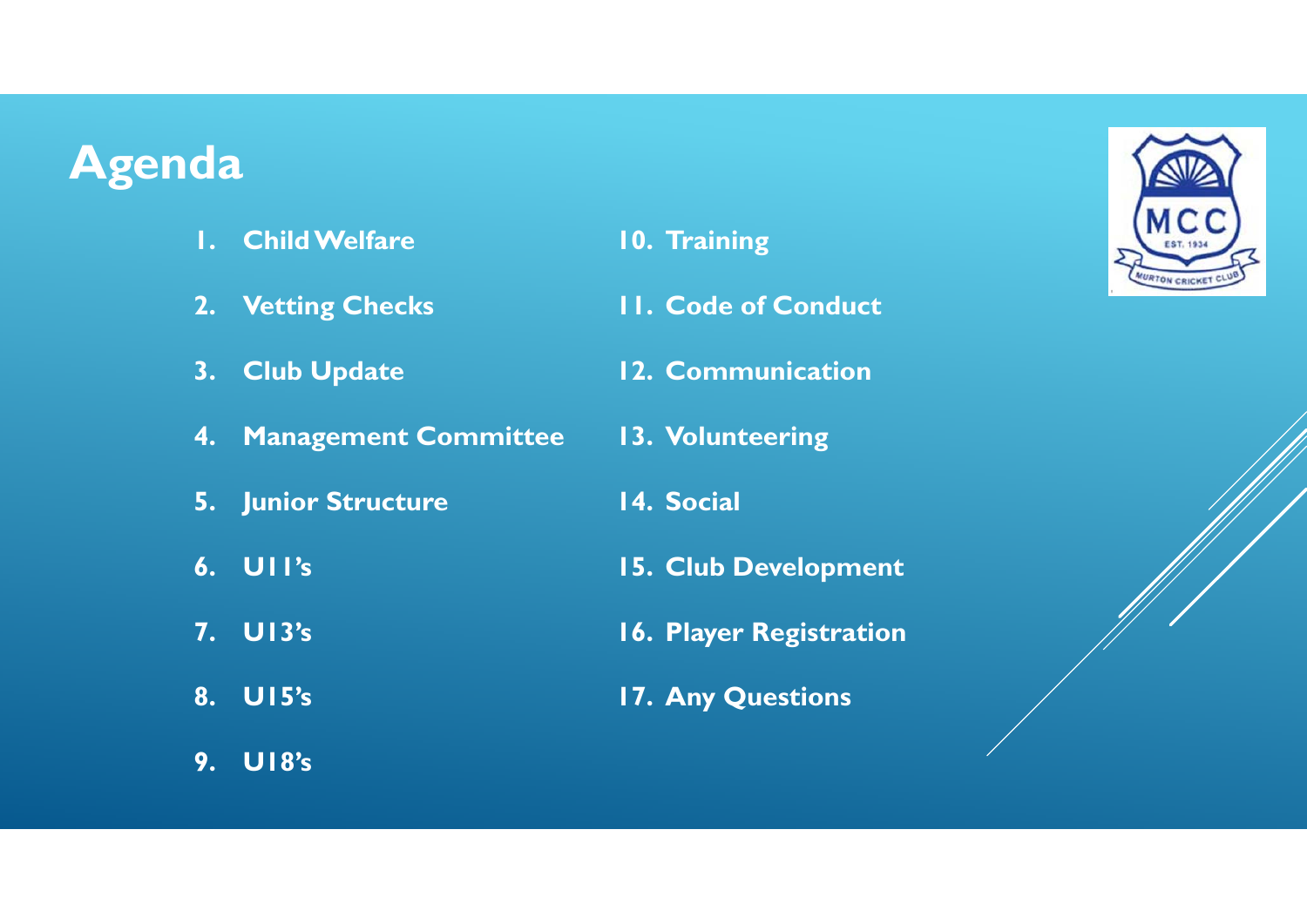# Agenda

1. Child Welfare
2. Vetting Checks
3. Club Update
4. Management Committee
5. Junior Structure
6. U11's
7. U13's
8. U15's
9. U18's
10. Training
11. Code of Conduct
12. Communication
13. Volunteering
14. Social
15. Club Development
16. Player Registration
17. Any Questions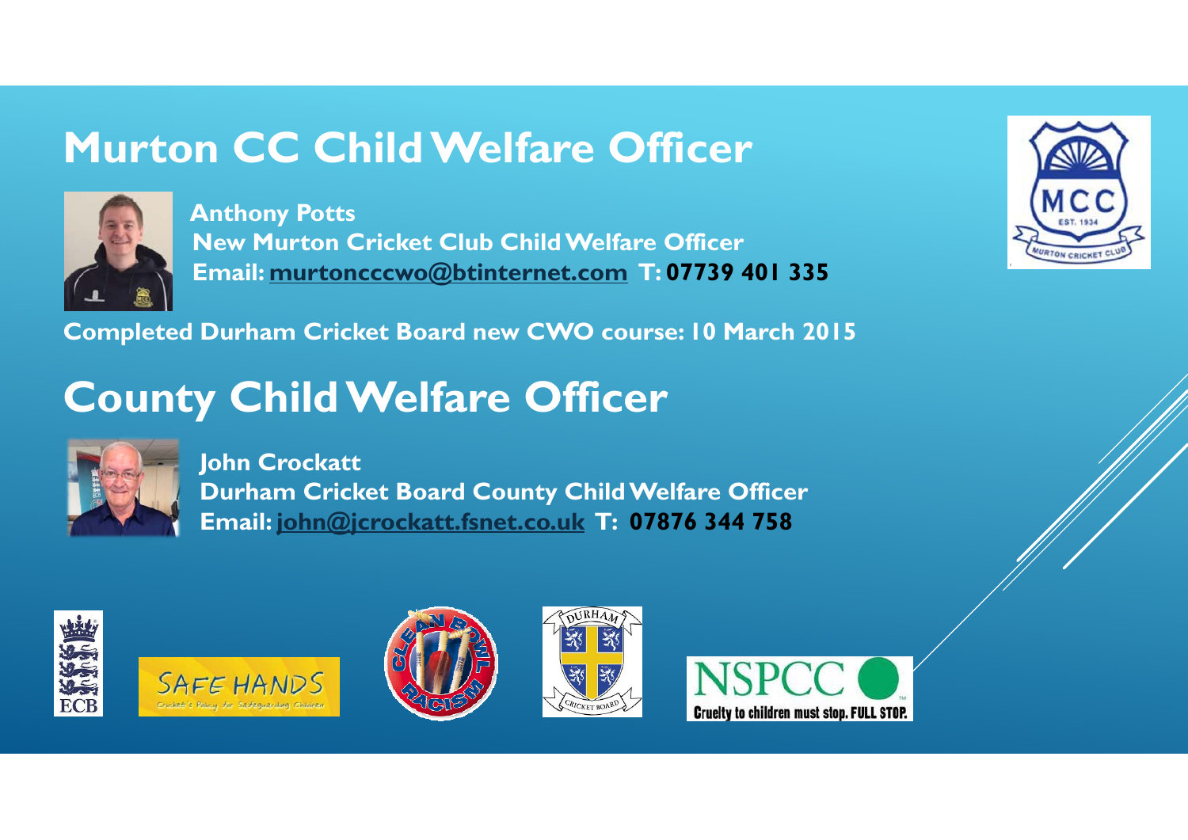# Murton CC Child Welfare Officer

**Anthony Potts**
**New Murton Cricket Club Child Welfare Officer**
**Email: murtoncccwo@btinternet.com T: 07739 401 335**

**Completed Durham Cricket Board new CWO course: 10 March 2015**

# County Child Welfare Officer

**John Crockatt**
**Durham Cricket Board County Child Welfare Officer**
**Email: john@jcrockatt.fsnet.co.uk T: 07876 344 758**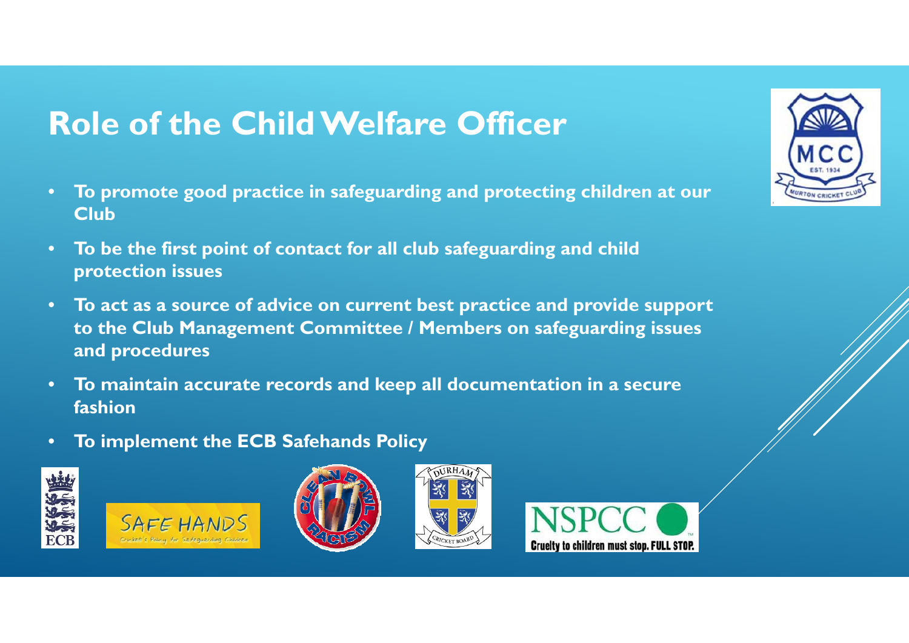# Role of the Child Welfare Officer

- **To promote good practice in safeguarding and protecting children at our Club**
- **To be the first point of contact for all club safeguarding and child protection issues**
- **To act as a source of advice on current best practice and provide support to the Club Management Committee / Members on safeguarding issues and procedures**
- **To maintain accurate records and keep all documentation in a secure fashion**
- **To implement the ECB Safehands Policy**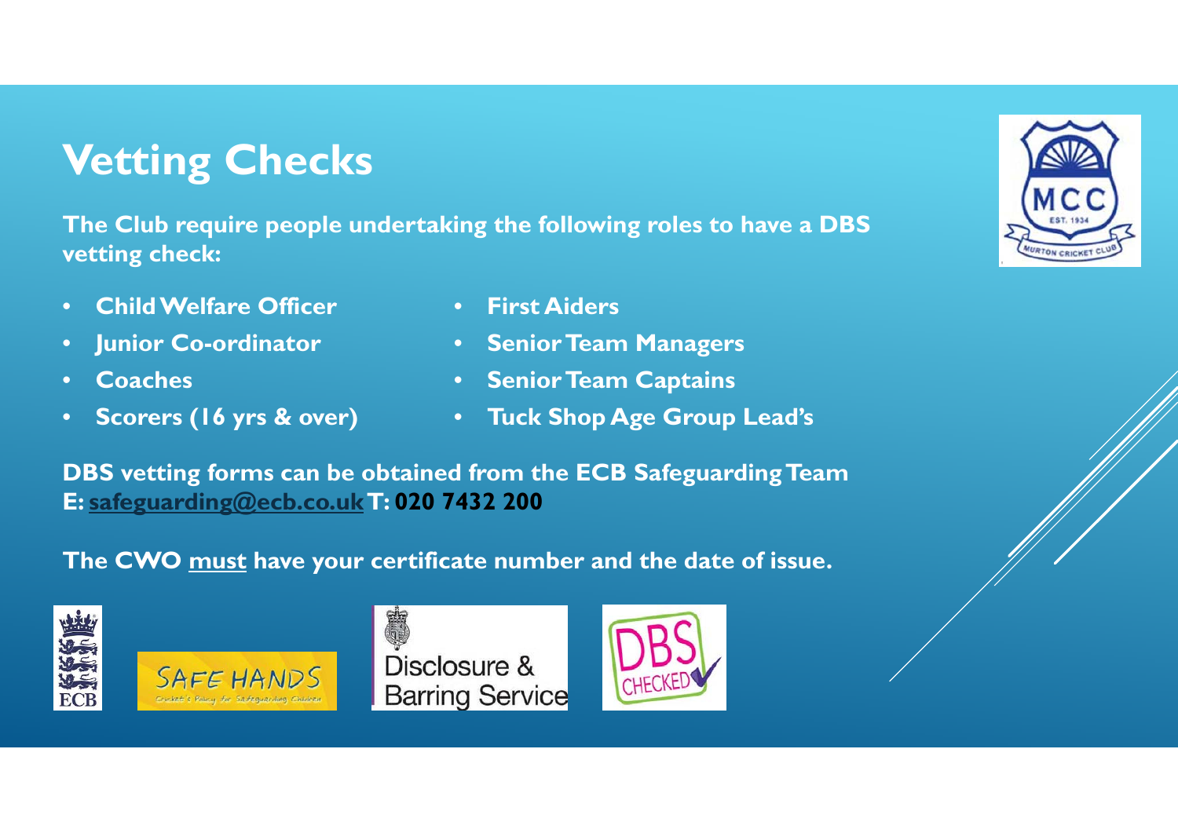# Vetting Checks

**The Club require people undertaking the following roles to have a DBS vetting check:**

- **Child Welfare Officer**
- **Junior Co-ordinator**
- **Coaches**
- **Scorers (16 yrs & over)**
- **First Aiders**
- **Senior Team Managers**
- **Senior Team Captains**
- **Tuck Shop Age Group Lead's**

**DBS vetting forms can be obtained from the ECB Safeguarding Team**
**E: [safeguarding@ecb.co.uk](mailto:safeguarding@ecb.co.uk) T: 020 7432 200**

**The CWO must have your certificate number and the date of issue.**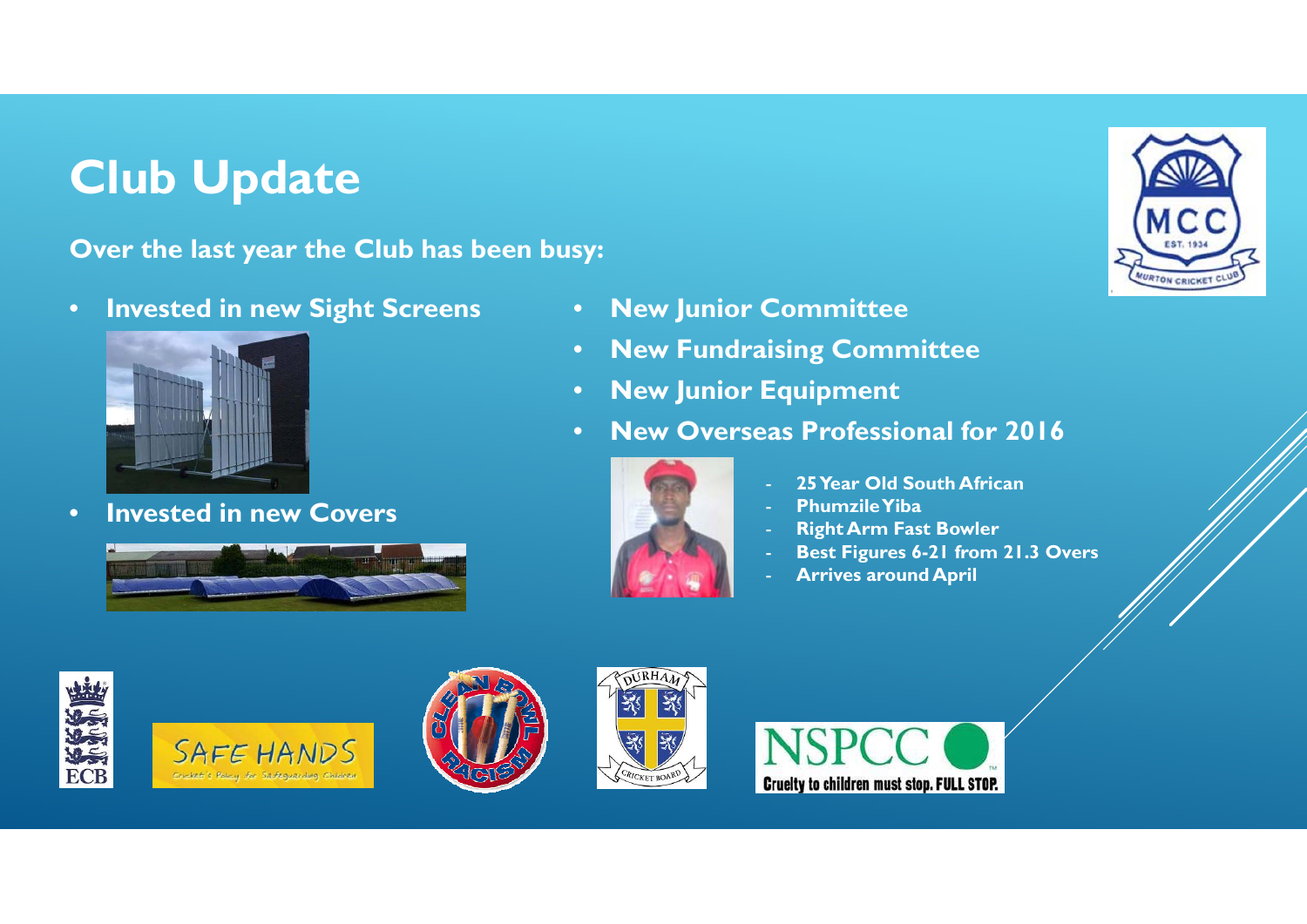# Club Update

**Over the last year the Club has been busy:**

- **Invested in new Sight Screens**
- **Invested in new Covers**
- **New Junior Committee**
- **New Fundraising Committee**
- **New Junior Equipment**
- **New Overseas Professional for 2016**
  - **25 Year Old South African**
  - **Phumzile Yiba**
  - **Right Arm Fast Bowler**
  - **Best Figures 6-21 from 21.3 Overs**
  - **Arrives around April**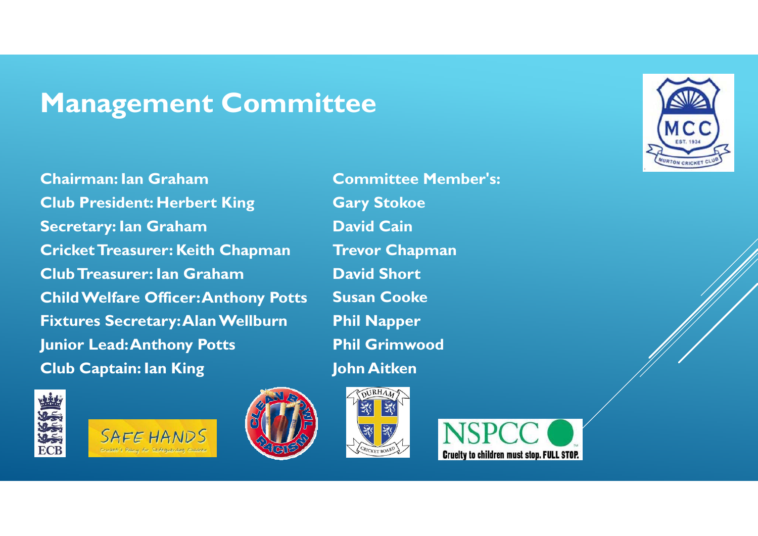# Management Committee

**Chairman: Ian Graham**
**Club President: Herbert King**
**Secretary: Ian Graham**
**Cricket Treasurer: Keith Chapman**
**Club Treasurer: Ian Graham**
**Child Welfare Officer: Anthony Potts**
**Fixtures Secretary: Alan Wellburn**
**Junior Lead: Anthony Potts**
**Club Captain: Ian King**

**Committee Member's:**
**Gary Stokoe**
**David Cain**
**Trevor Chapman**
**David Short**
**Susan Cooke**
**Phil Napper**
**Phil Grimwood**
**John Aitken**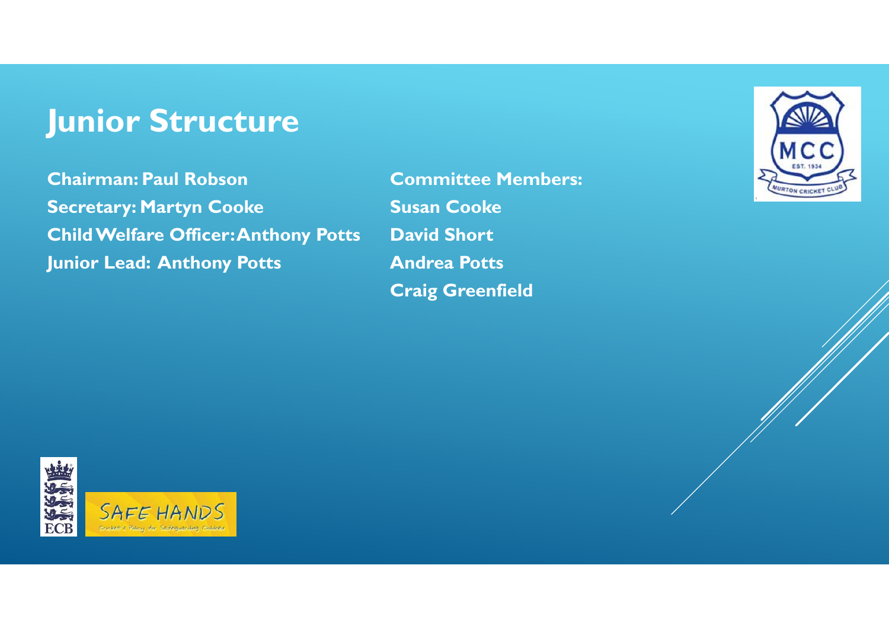# Junior Structure

**Chairman: Paul Robson**
**Secretary: Martyn Cooke**
**Child Welfare Officer: Anthony Potts**
**Junior Lead: Anthony Potts**

**Committee Members:**
**Susan Cooke**
**David Short**
**Andrea Potts**
**Craig Greenfield**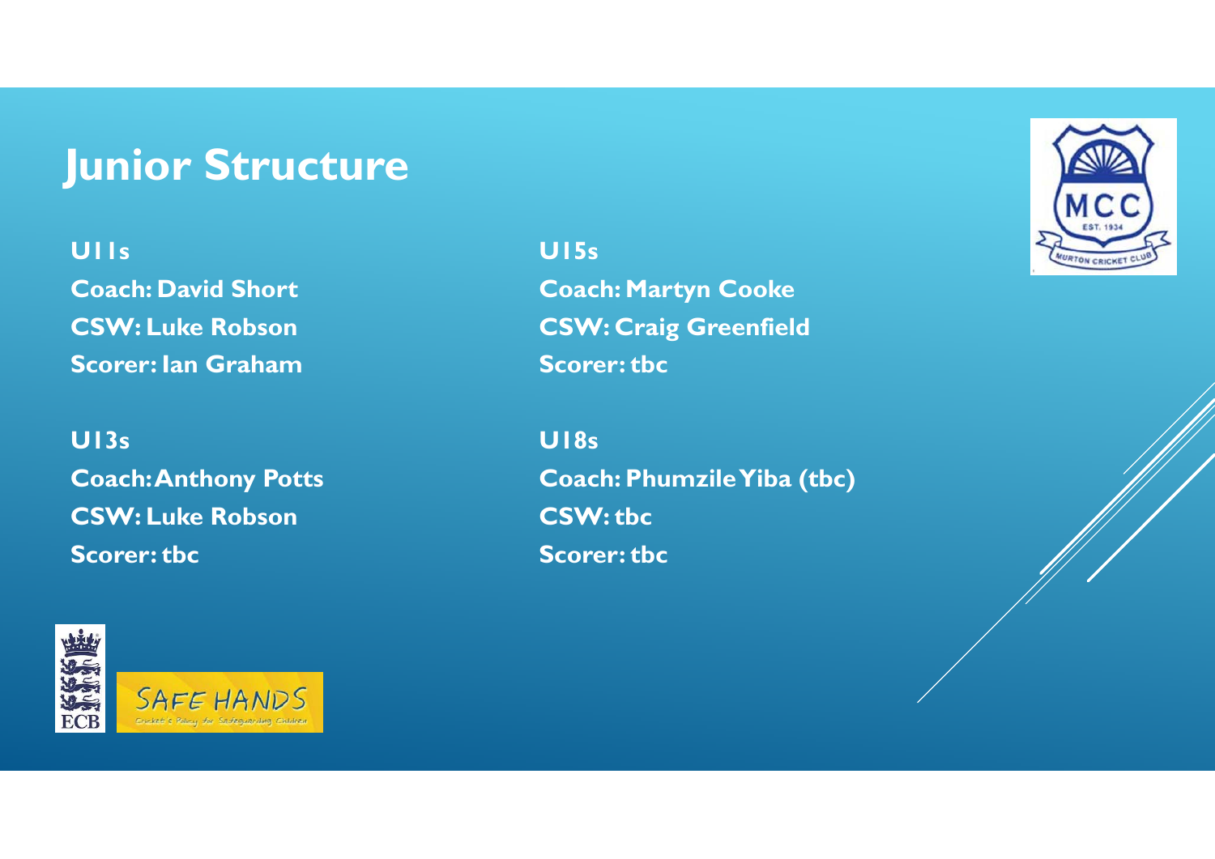# Junior Structure

**U11s**
**Coach: David Short**
**CSW: Luke Robson**
**Scorer: Ian Graham**

**U13s**
**Coach: Anthony Potts**
**CSW: Luke Robson**
**Scorer: tbc**

**U15s**
**Coach: Martyn Cooke**
**CSW: Craig Greenfield**
**Scorer: tbc**

**U18s**
**Coach: Phumzile Yiba (tbc)**
**CSW: tbc**
**Scorer: tbc**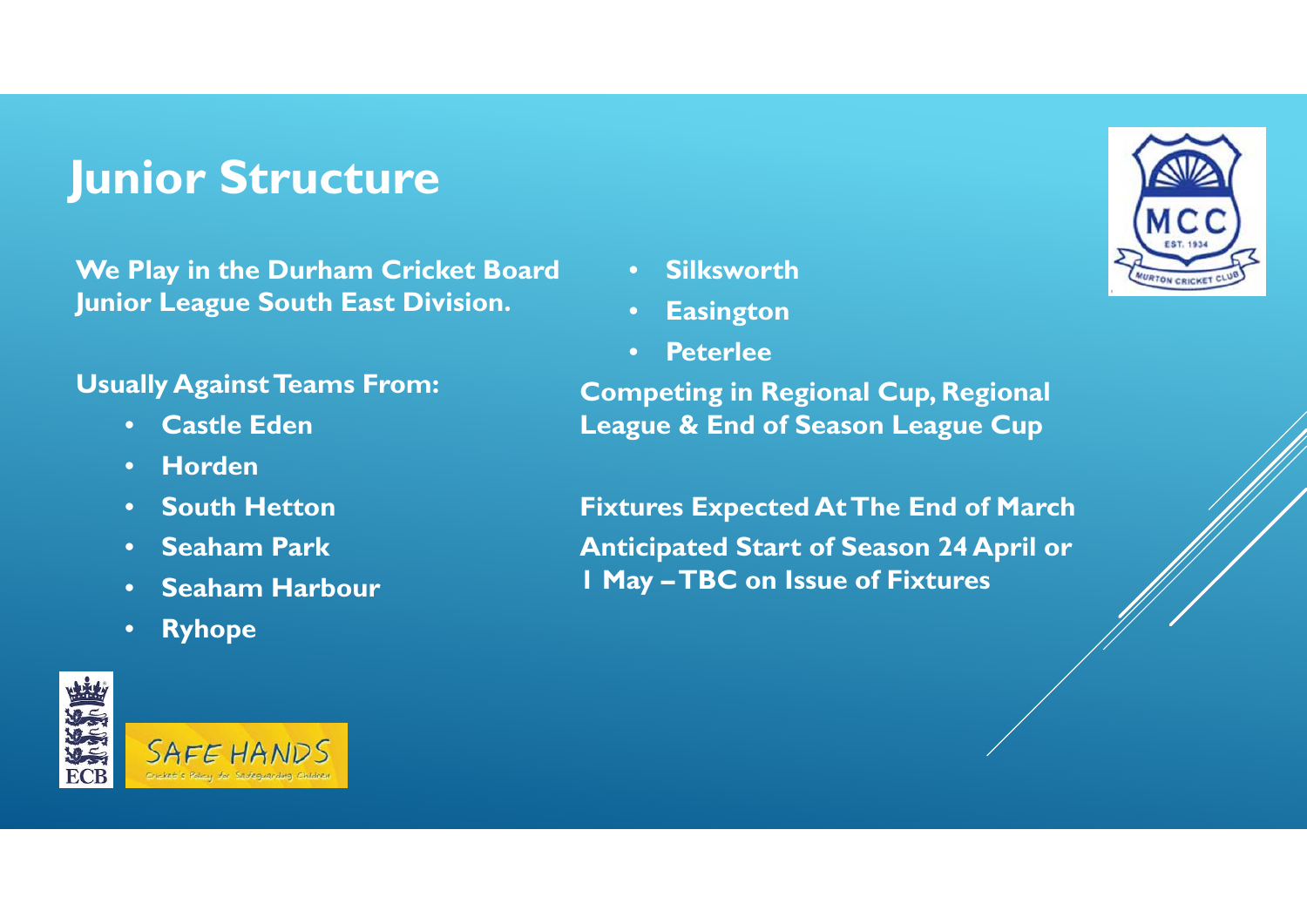# Junior Structure

**We Play in the Durham Cricket Board Junior League South East Division.**

**Usually Against Teams From:**

- **Castle Eden**
- **Horden**
- **South Hetton**
- **Seaham Park**
- **Seaham Harbour**
- **Ryhope**
- **Silksworth**
- **Easington**
- **Peterlee**

**Competing in Regional Cup, Regional League & End of Season League Cup**

**Fixtures Expected At The End of March**

**Anticipated Start of Season 24 April or 1 May – TBC on Issue of Fixtures**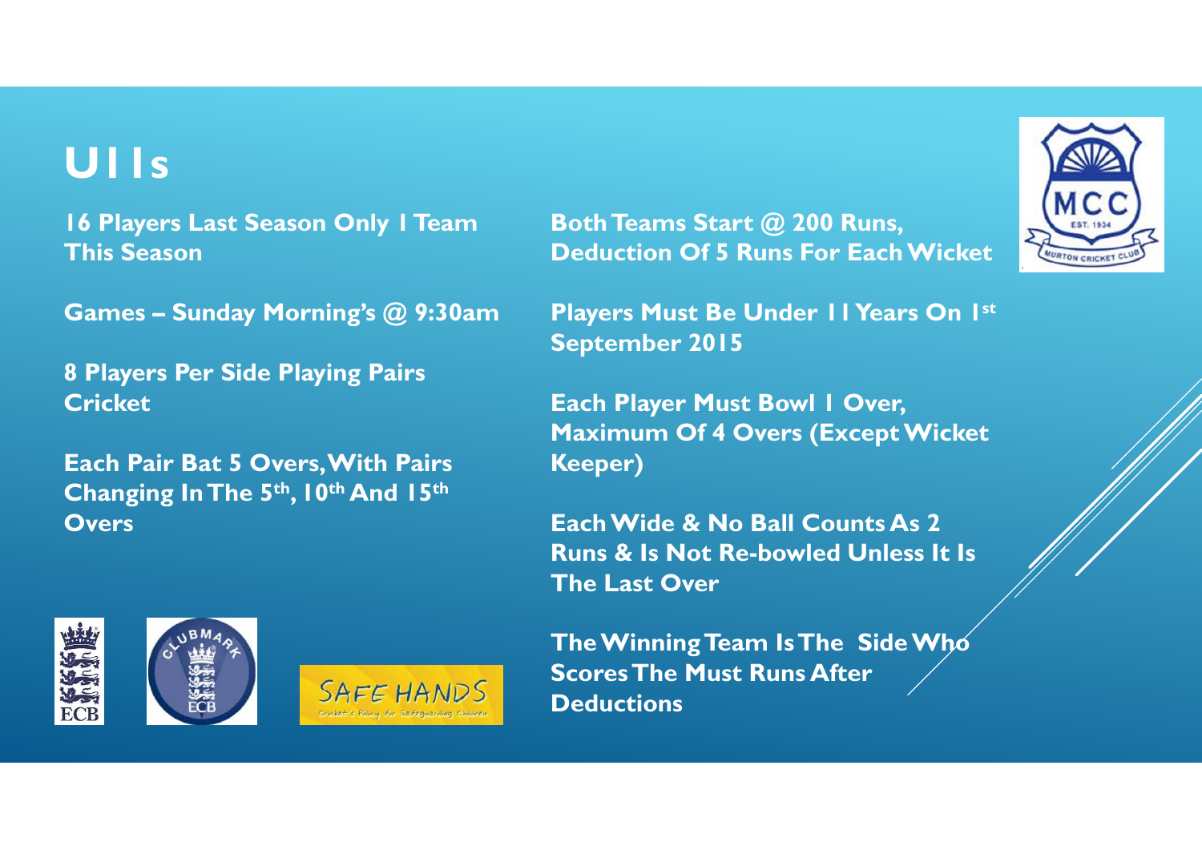# U11s

16 Players Last Season Only 1 Team This Season

Games – Sunday Morning's @ 9:30am

8 Players Per Side Playing Pairs Cricket

Each Pair Bat 5 Overs, With Pairs Changing In The 5th, 10th And 15th Overs

Both Teams Start @ 200 Runs, Deduction Of 5 Runs For Each Wicket

Players Must Be Under 11 Years On 1st September 2015

Each Player Must Bowl 1 Over, Maximum Of 4 Overs (Except Wicket Keeper)

Each Wide & No Ball Counts As 2 Runs & Is Not Re-bowled Unless It Is The Last Over

The Winning Team Is The Side Who Scores The Must Runs After Deductions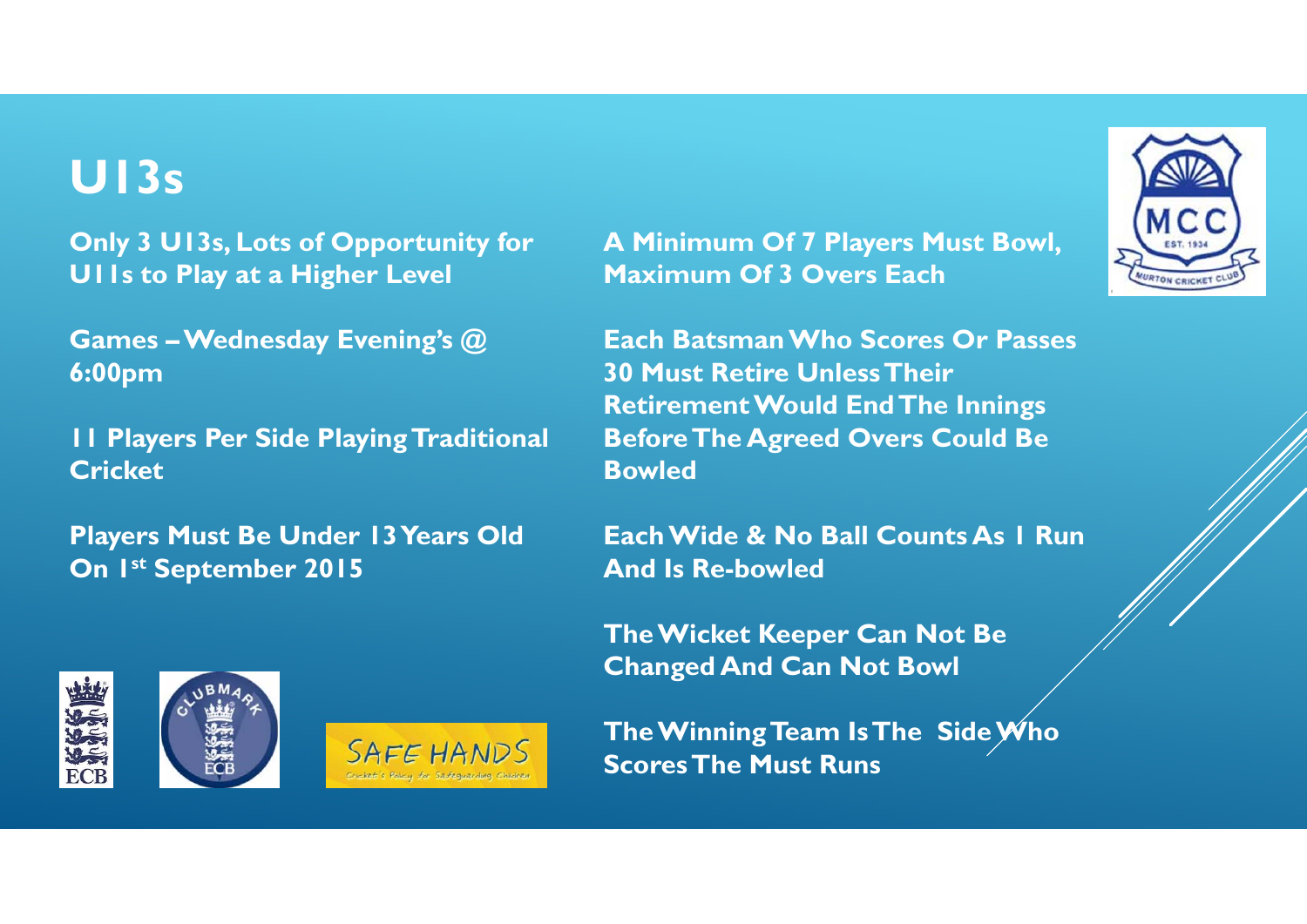# U13s

**Only 3 U13s, Lots of Opportunity for U11s to Play at a Higher Level**

**Games – Wednesday Evening's @ 6:00pm**

**11 Players Per Side Playing Traditional Cricket**

**Players Must Be Under 13 Years Old On 1st September 2015**

**A Minimum Of 7 Players Must Bowl, Maximum Of 3 Overs Each**

**Each Batsman Who Scores Or Passes 30 Must Retire Unless Their Retirement Would End The Innings Before The Agreed Overs Could Be Bowled**

**Each Wide & No Ball Counts As 1 Run And Is Re-bowled**

**The Wicket Keeper Can Not Be Changed And Can Not Bowl**

**The Winning Team Is The Side Who Scores The Must Runs**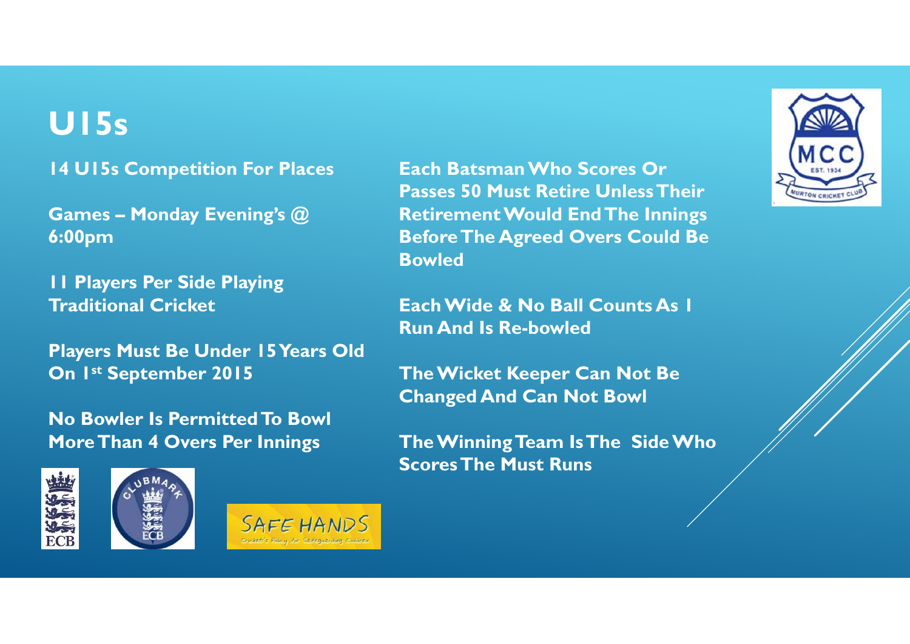# U15s

**14 U15s Competition For Places**

**Games – Monday Evening's @ 6:00pm**

**11 Players Per Side Playing Traditional Cricket**

**Players Must Be Under 15 Years Old On 1st September 2015**

**No Bowler Is Permitted To Bowl More Than 4 Overs Per Innings**

**Each Batsman Who Scores Or Passes 50 Must Retire Unless Their Retirement Would End The Innings Before The Agreed Overs Could Be Bowled**

**Each Wide & No Ball Counts As 1 Run And Is Re-bowled**

**The Wicket Keeper Can Not Be Changed And Can Not Bowl**

**The Winning Team Is The Side Who Scores The Must Runs**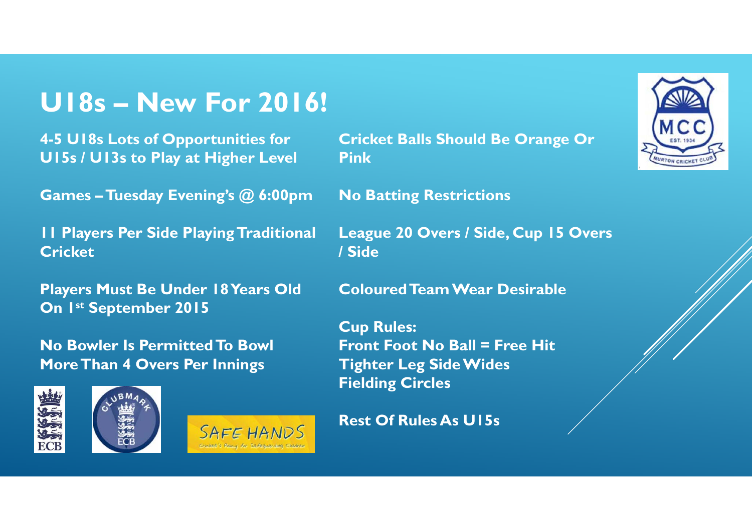# U18s – New For 2016!

**4-5 U18s Lots of Opportunities for U15s / U13s to Play at Higher Level**

**Games – Tuesday Evening's @ 6:00pm**

**11 Players Per Side Playing Traditional Cricket**

**Players Must Be Under 18 Years Old On 1st September 2015**

**No Bowler Is Permitted To Bowl More Than 4 Overs Per Innings**

**Cricket Balls Should Be Orange Or Pink**

**No Batting Restrictions**

**League 20 Overs / Side, Cup 15 Overs / Side**

**Coloured Team Wear Desirable**

**Cup Rules:**
**Front Foot No Ball = Free Hit**
**Tighter Leg Side Wides**
**Fielding Circles**

**Rest Of Rules As U15s**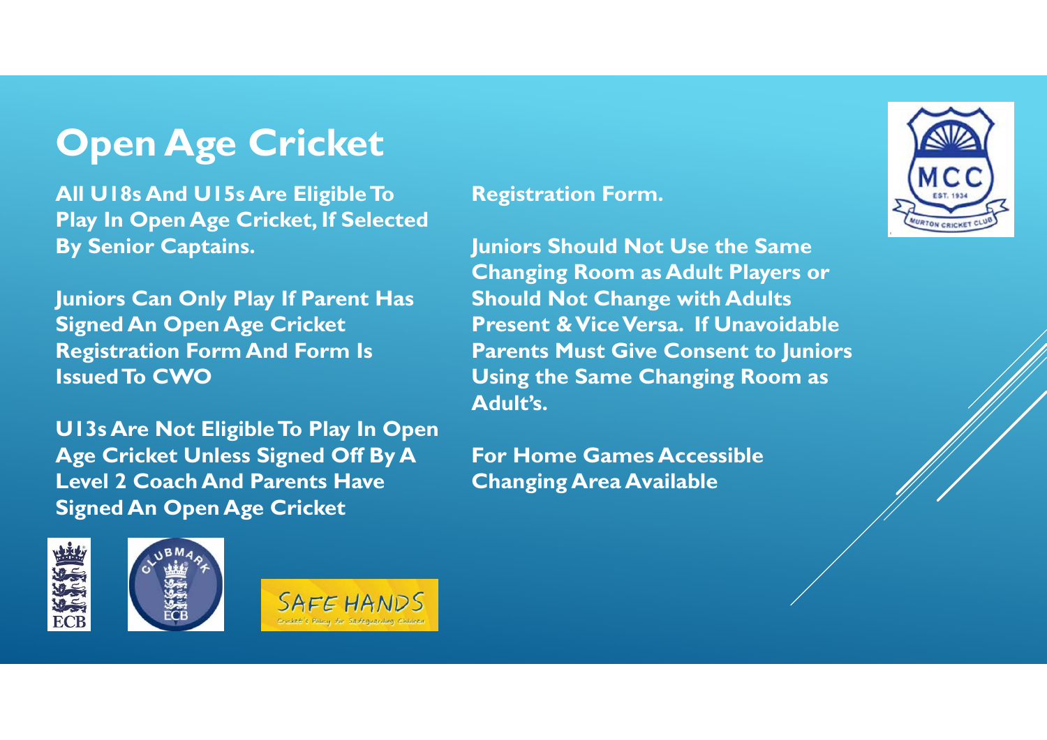# Open Age Cricket

**All U18s And U15s Are Eligible To Play In Open Age Cricket, If Selected By Senior Captains.**

**Juniors Can Only Play If Parent Has Signed An Open Age Cricket Registration Form And Form Is Issued To CWO**

**U13s Are Not Eligible To Play In Open Age Cricket Unless Signed Off By A Level 2 Coach And Parents Have Signed An Open Age Cricket Registration Form.**

**Juniors Should Not Use the Same Changing Room as Adult Players or Should Not Change with Adults Present & Vice Versa. If Unavoidable Parents Must Give Consent to Juniors Using the Same Changing Room as Adult's.**

**For Home Games Accessible Changing Area Available**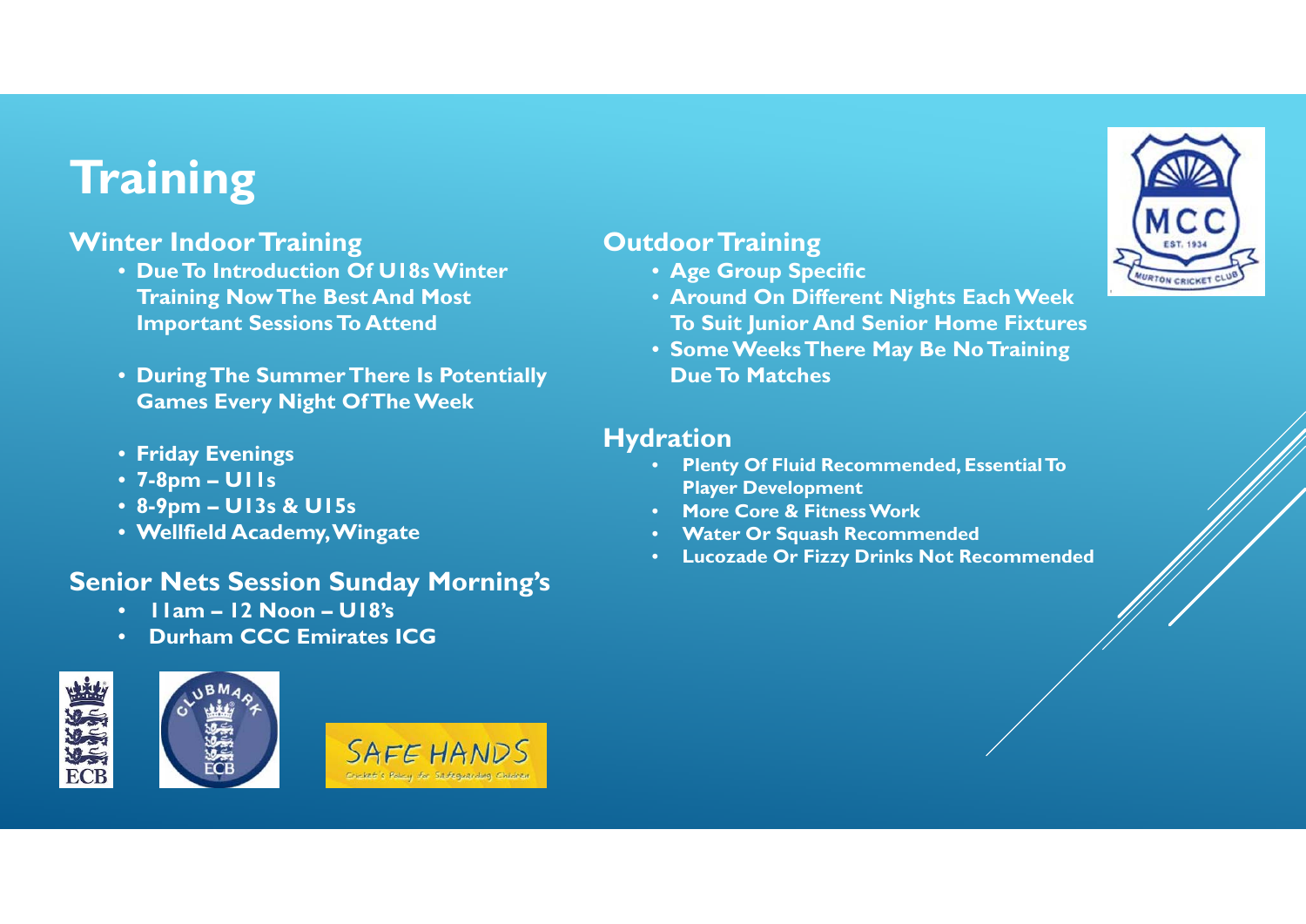# Training

## Winter Indoor Training

- **Due To Introduction Of U18s Winter Training Now The Best And Most Important Sessions To Attend**

- **During The Summer There Is Potentially Games Every Night Of The Week**

- **Friday Evenings**
- **7-8pm – U11s**
- **8-9pm – U13s & U15s**
- **Wellfield Academy, Wingate**

## Senior Nets Session Sunday Morning's

- **11am – 12 Noon – U18's**
- **Durham CCC Emirates ICG**

## Outdoor Training

- **Age Group Specific**
- **Around On Different Nights Each Week To Suit Junior And Senior Home Fixtures**
- **Some Weeks There May Be No Training Due To Matches**

## Hydration

- **Plenty Of Fluid Recommended, Essential To Player Development**
- **More Core & Fitness Work**
- **Water Or Squash Recommended**
- **Lucozade Or Fizzy Drinks Not Recommended**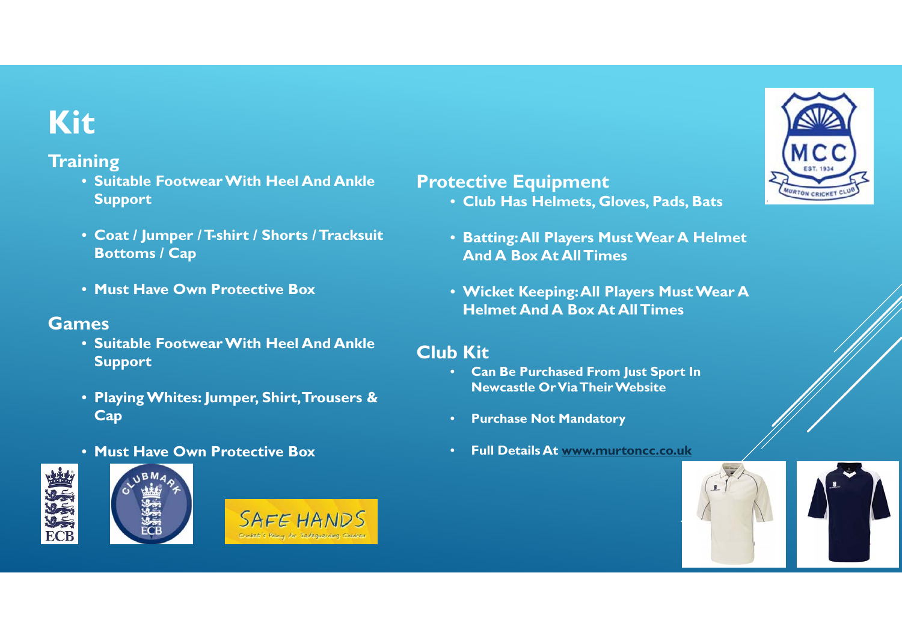# Kit

## Training

- Suitable Footwear With Heel And Ankle Support
- Coat / Jumper / T-shirt / Shorts / Tracksuit Bottoms / Cap
- Must Have Own Protective Box

## Games

- Suitable Footwear With Heel And Ankle Support
- Playing Whites: Jumper, Shirt, Trousers & Cap
- Must Have Own Protective Box

## Protective Equipment

- Club Has Helmets, Gloves, Pads, Bats
- Batting: All Players Must Wear A Helmet And A Box At All Times
- Wicket Keeping: All Players Must Wear A Helmet And A Box At All Times

## Club Kit

- Can Be Purchased From Just Sport In Newcastle Or Via Their Website
- Purchase Not Mandatory
- Full Details At www.murtoncc.co.uk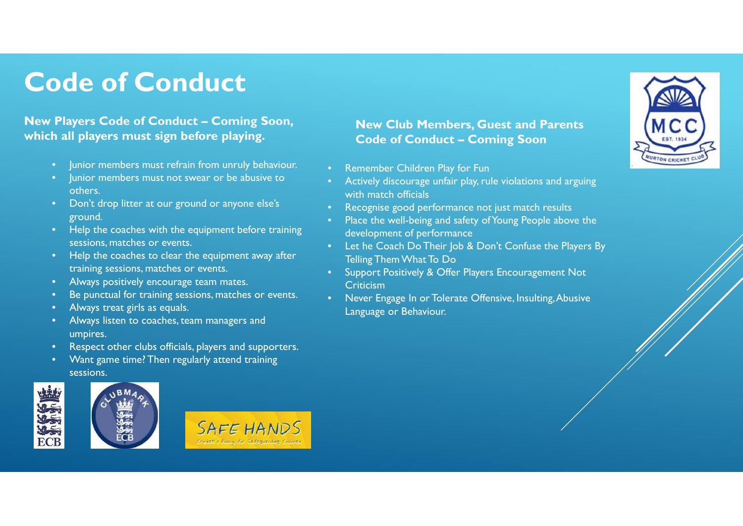# Code of Conduct

**New Players Code of Conduct – Coming Soon, which all players must sign before playing.**

- Junior members must refrain from unruly behaviour.
- Junior members must not swear or be abusive to others.
- Don't drop litter at our ground or anyone else's ground.
- Help the coaches with the equipment before training sessions, matches or events.
- Help the coaches to clear the equipment away after training sessions, matches or events.
- Always positively encourage team mates.
- Be punctual for training sessions, matches or events.
- Always treat girls as equals.
- Always listen to coaches, team managers and umpires.
- Respect other clubs officials, players and supporters.
- Want game time? Then regularly attend training sessions.

**New Club Members, Guest and Parents Code of Conduct – Coming Soon**

- Remember Children Play for Fun
- Actively discourage unfair play, rule violations and arguing with match officials
- Recognise good performance not just match results
- Place the well-being and safety of Young People above the development of performance
- Let he Coach Do Their Job & Don't Confuse the Players By Telling Them What To Do
- Support Positively & Offer Players Encouragement Not Criticism
- Never Engage In or Tolerate Offensive, Insulting, Abusive Language or Behaviour.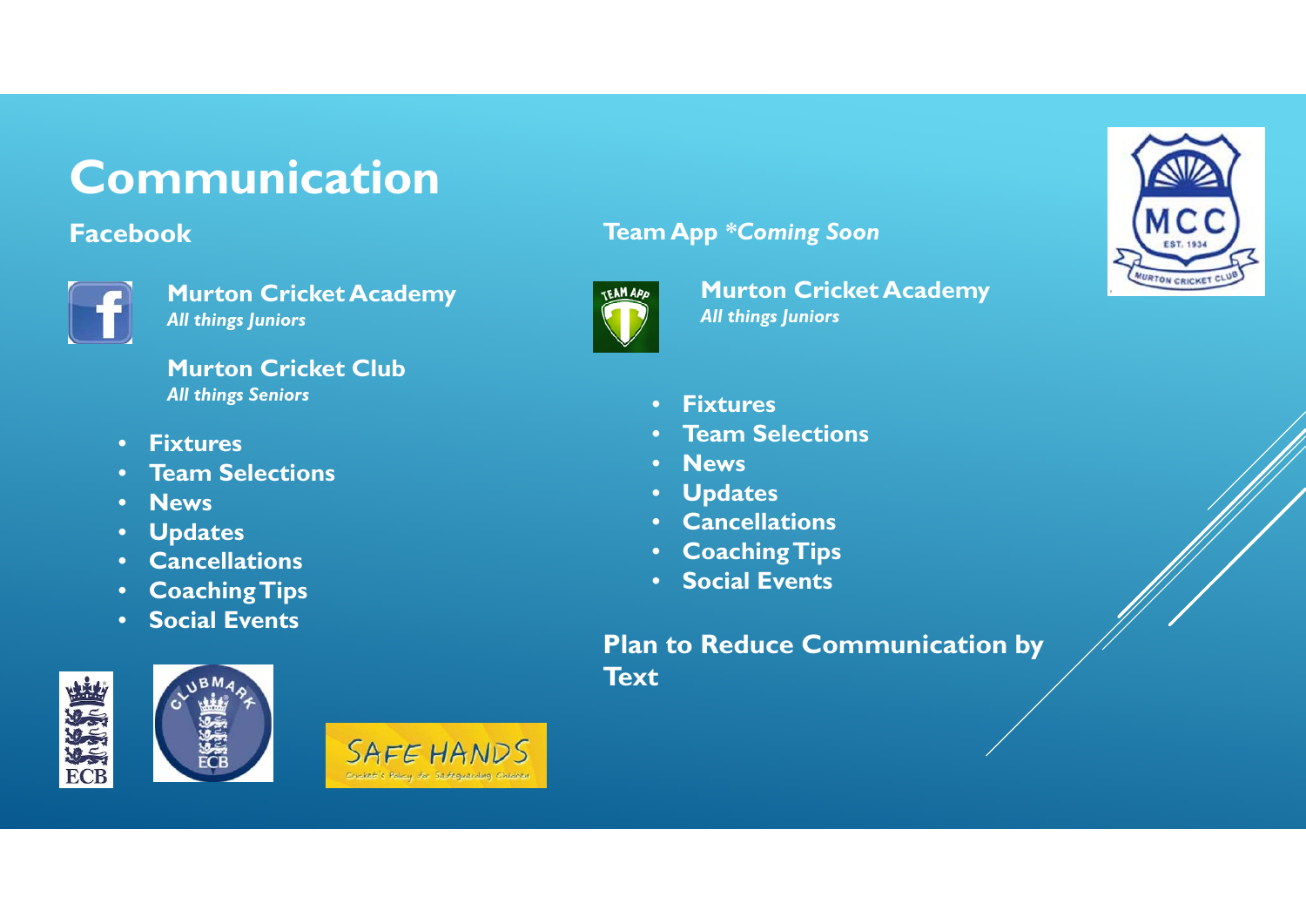# Communication

## Facebook

**Murton Cricket Academy**
***All things Juniors***

**Murton Cricket Club**
***All things Seniors***

- **Fixtures**
- **Team Selections**
- **News**
- **Updates**
- **Cancellations**
- **Coaching Tips**
- **Social Events**

## Team App *Coming Soon*

**Murton Cricket Academy**
***All things Juniors***

- **Fixtures**
- **Team Selections**
- **News**
- **Updates**
- **Cancellations**
- **Coaching Tips**
- **Social Events**

**Plan to Reduce Communication by Text**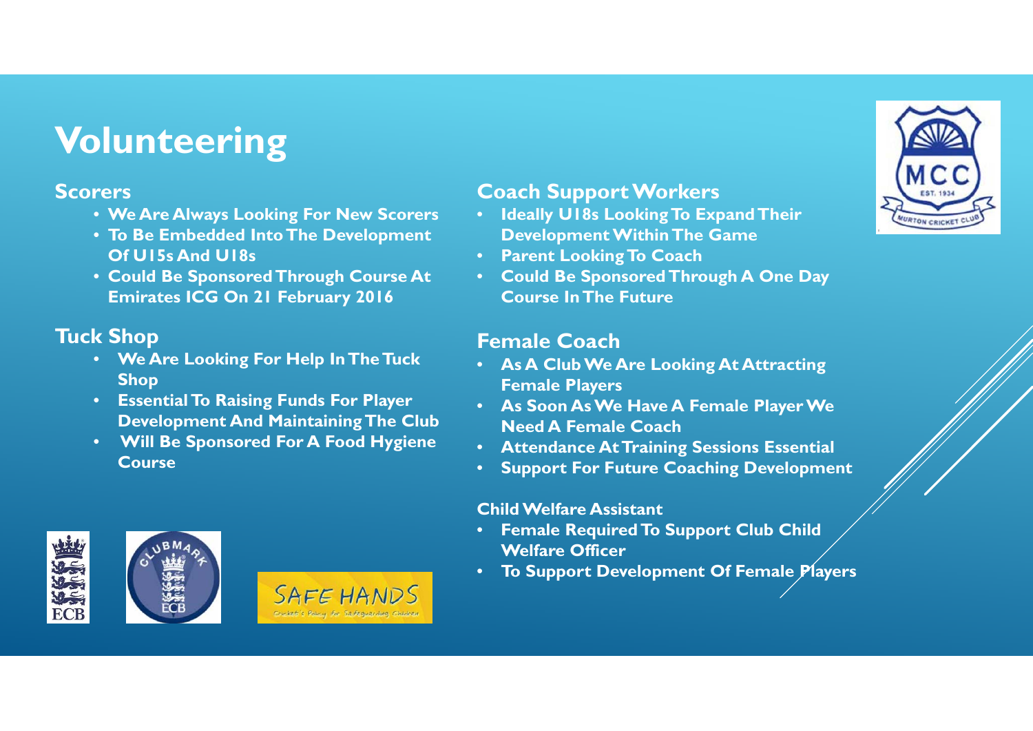# Volunteering

## Scorers

- We Are Always Looking For New Scorers
- To Be Embedded Into The Development Of U15s And U18s
- Could Be Sponsored Through Course At Emirates ICG On 21 February 2016

## Tuck Shop

- We Are Looking For Help In The Tuck Shop
- Essential To Raising Funds For Player Development And Maintaining The Club
- Will Be Sponsored For A Food Hygiene Course

## Coach Support Workers

- Ideally U18s Looking To Expand Their Development Within The Game
- Parent Looking To Coach
- Could Be Sponsored Through A One Day Course In The Future

## Female Coach

- As A Club We Are Looking At Attracting Female Players
- As Soon As We Have A Female Player We Need A Female Coach
- Attendance At Training Sessions Essential
- Support For Future Coaching Development

### Child Welfare Assistant

- Female Required To Support Club Child Welfare Officer
- To Support Development Of Female Players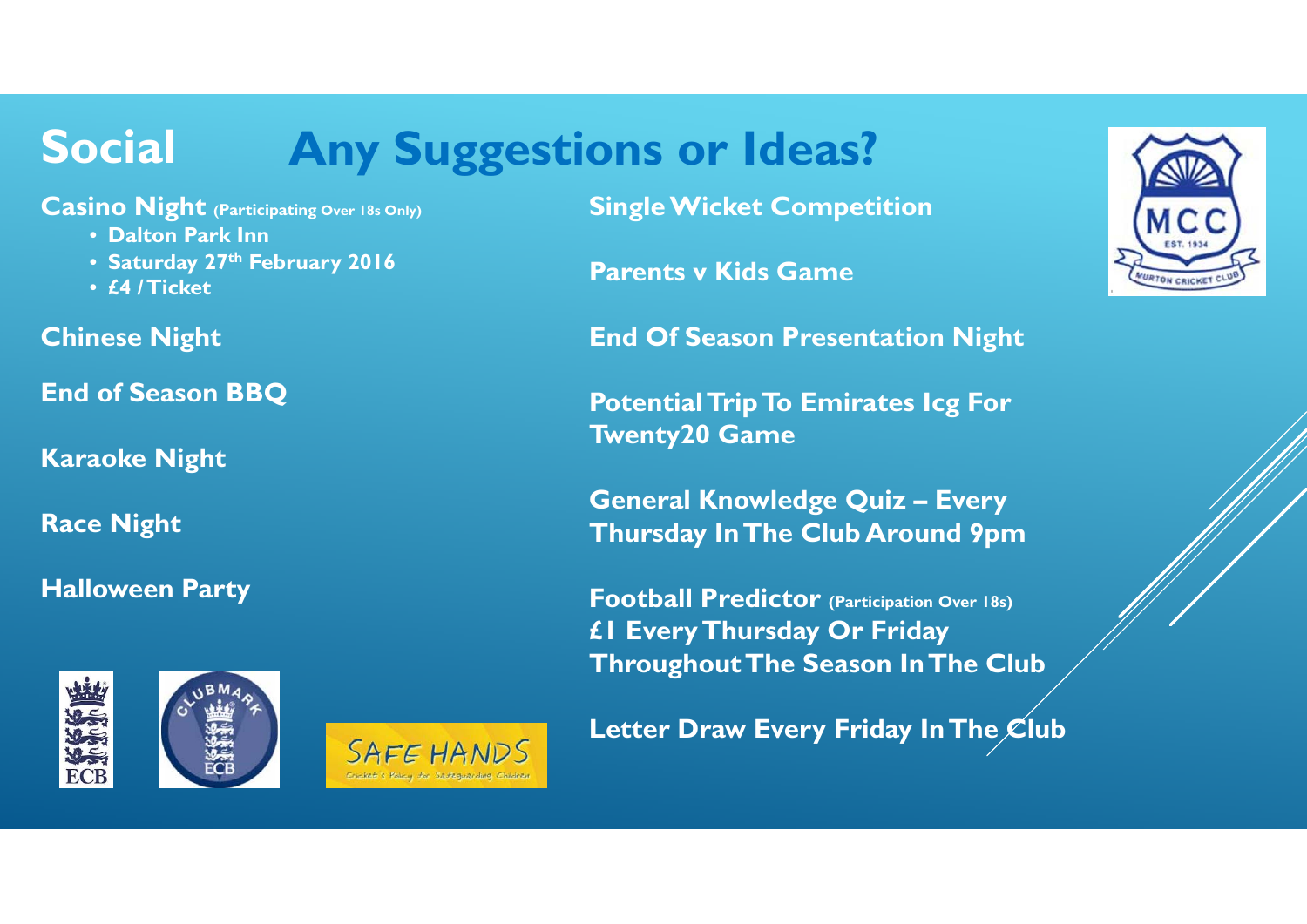# Social

## Any Suggestions or Ideas?

**Casino Night** (Participating Over 18s Only)

- **Dalton Park Inn**
- **Saturday 27th February 2016**
- **£4 / Ticket**

**Chinese Night**

**End of Season BBQ**

**Karaoke Night**

**Race Night**

**Halloween Party**

**Single Wicket Competition**

**Parents v Kids Game**

**End Of Season Presentation Night**

**Potential Trip To Emirates Icg For Twenty20 Game**

**General Knowledge Quiz – Every Thursday In The Club Around 9pm**

**Football Predictor** (Participation Over 18s)
**£1 Every Thursday Or Friday Throughout The Season In The Club**

**Letter Draw Every Friday In The Club**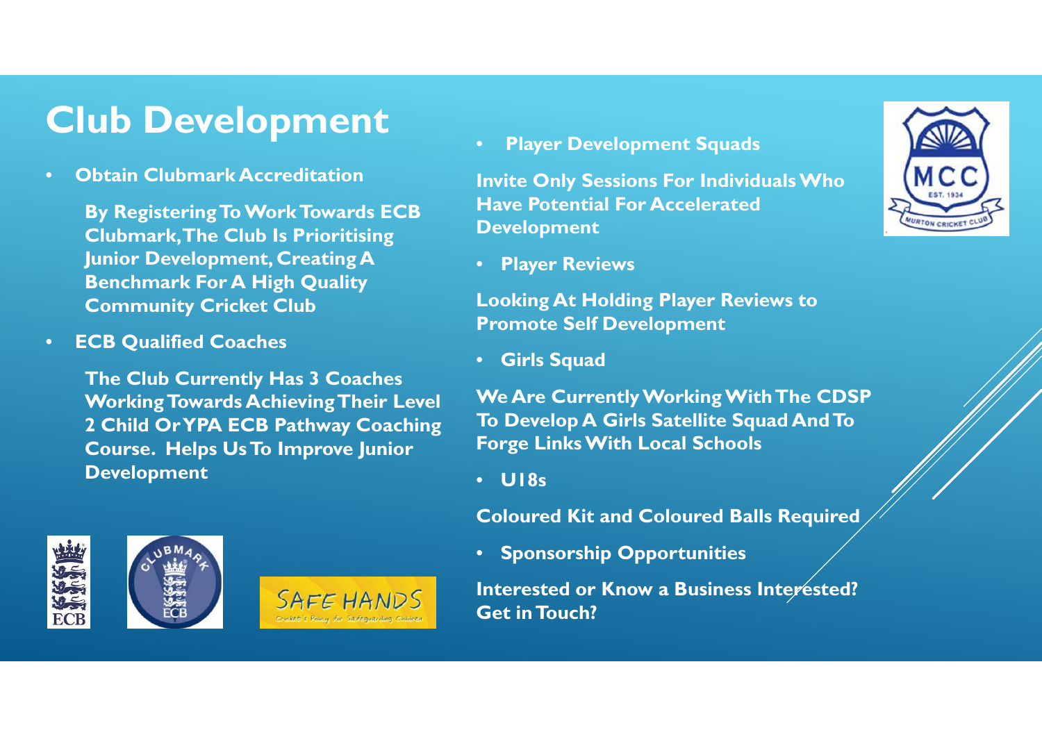# Club Development

- **Obtain Clubmark Accreditation**

  **By Registering To Work Towards ECB Clubmark, The Club Is Prioritising Junior Development, Creating A Benchmark For A High Quality Community Cricket Club**

- **ECB Qualified Coaches**

  **The Club Currently Has 3 Coaches Working Towards Achieving Their Level 2 Child Or YPA ECB Pathway Coaching Course. Helps Us To Improve Junior Development**

- **Player Development Squads**

**Invite Only Sessions For Individuals Who Have Potential For Accelerated Development**

- **Player Reviews**

**Looking At Holding Player Reviews to Promote Self Development**

- **Girls Squad**

**We Are Currently Working With The CDSP To Develop A Girls Satellite Squad And To Forge Links With Local Schools**

- **U18s**

**Coloured Kit and Coloured Balls Required**

- **Sponsorship Opportunities**

**Interested or Know a Business Interested? Get in Touch?**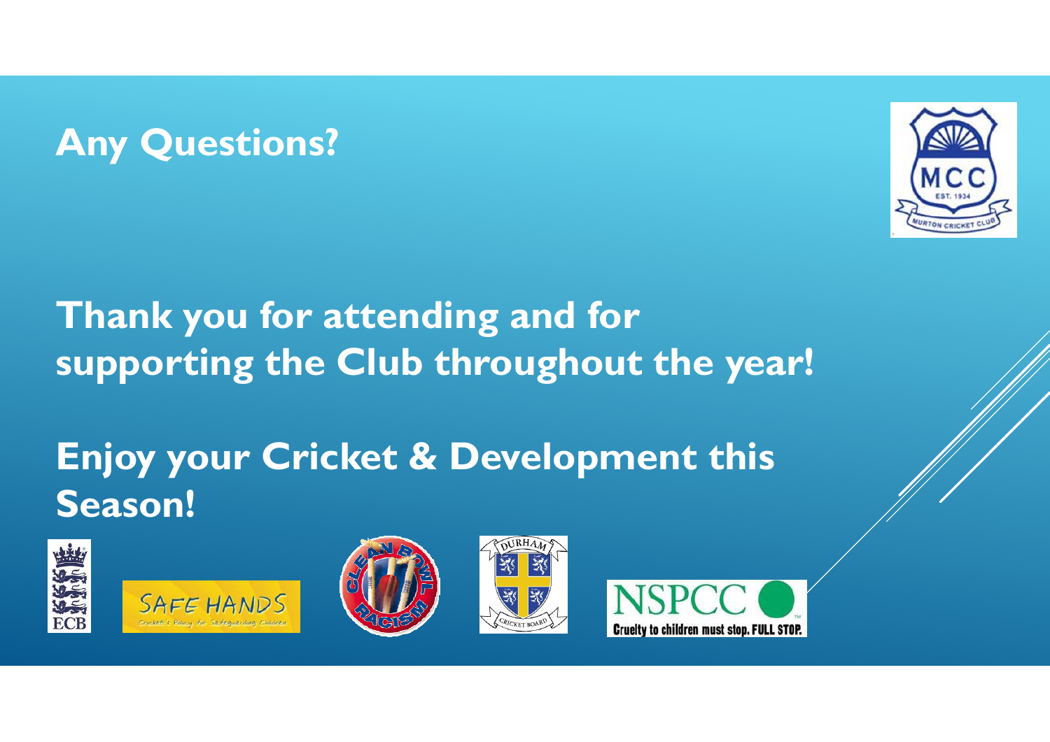# Any Questions?

**Thank you for attending and for supporting the Club throughout the year!**

**Enjoy your Cricket & Development this Season!**